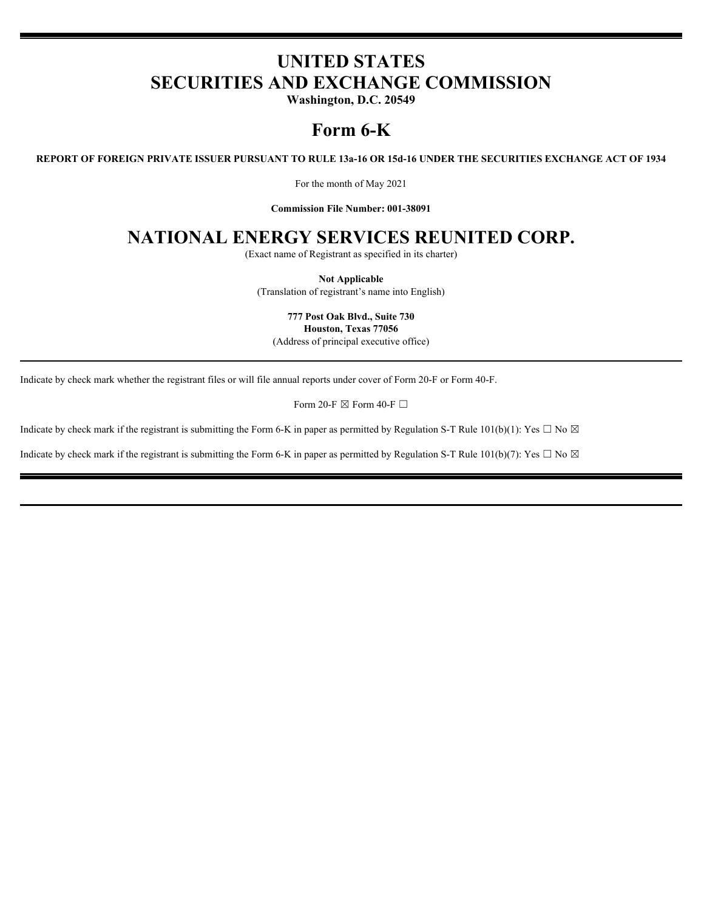# UNITED STATES
# SECURITIES AND EXCHANGE COMMISSION

**Washington, D.C. 20549**

# Form 6-K

**REPORT OF FOREIGN PRIVATE ISSUER PURSUANT TO RULE 13a-16 OR 15d-16 UNDER THE SECURITIES EXCHANGE ACT OF 1934**

For the month of May 2021

**Commission File Number: 001-38091**

# NATIONAL ENERGY SERVICES REUNITED CORP.

(Exact name of Registrant as specified in its charter)

**Not Applicable**
(Translation of registrant's name into English)

**777 Post Oak Blvd., Suite 730**
**Houston, Texas 77056**
(Address of principal executive office)

---

Indicate by check mark whether the registrant files or will file annual reports under cover of Form 20-F or Form 40-F.

Form 20-F ☒ Form 40-F ☐

Indicate by check mark if the registrant is submitting the Form 6-K in paper as permitted by Regulation S-T Rule 101(b)(1): Yes ☐ No ☒

Indicate by check mark if the registrant is submitting the Form 6-K in paper as permitted by Regulation S-T Rule 101(b)(7): Yes ☐ No ☒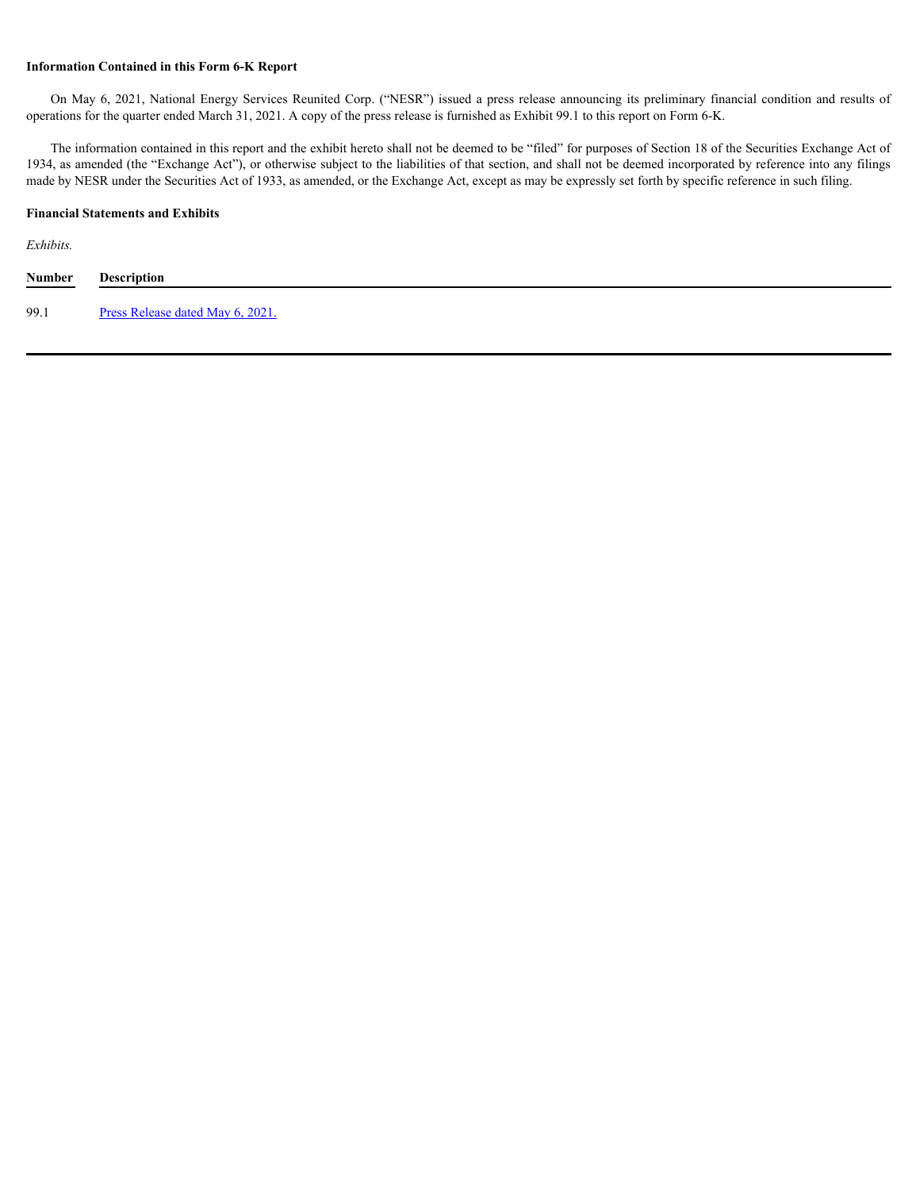**Information Contained in this Form 6-K Report**

On May 6, 2021, National Energy Services Reunited Corp. ("NESR") issued a press release announcing its preliminary financial condition and results of operations for the quarter ended March 31, 2021. A copy of the press release is furnished as Exhibit 99.1 to this report on Form 6-K.

The information contained in this report and the exhibit hereto shall not be deemed to be "filed" for purposes of Section 18 of the Securities Exchange Act of 1934, as amended (the "Exchange Act"), or otherwise subject to the liabilities of that section, and shall not be deemed incorporated by reference into any filings made by NESR under the Securities Act of 1933, as amended, or the Exchange Act, except as may be expressly set forth by specific reference in such filing.

**Financial Statements and Exhibits**

*Exhibits.*

| Number | Description |
| --- | --- |
| 99.1 | Press Release dated May 6, 2021. |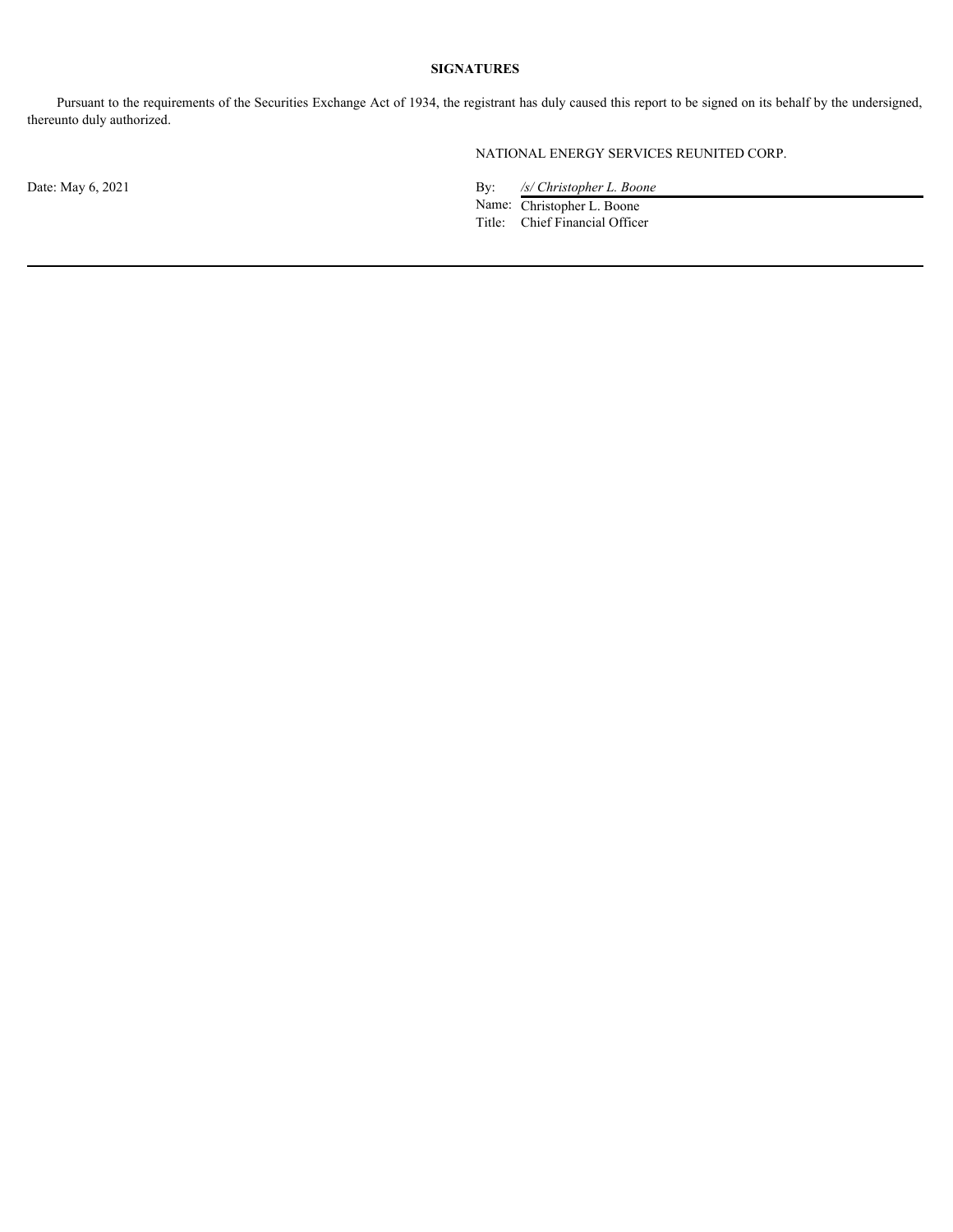**SIGNATURES**

Pursuant to the requirements of the Securities Exchange Act of 1934, the registrant has duly caused this report to be signed on its behalf by the undersigned, thereunto duly authorized.

NATIONAL ENERGY SERVICES REUNITED CORP.

Date: May 6, 2021

By: */s/ Christopher L. Boone*

Name: Christopher L. Boone

Title: Chief Financial Officer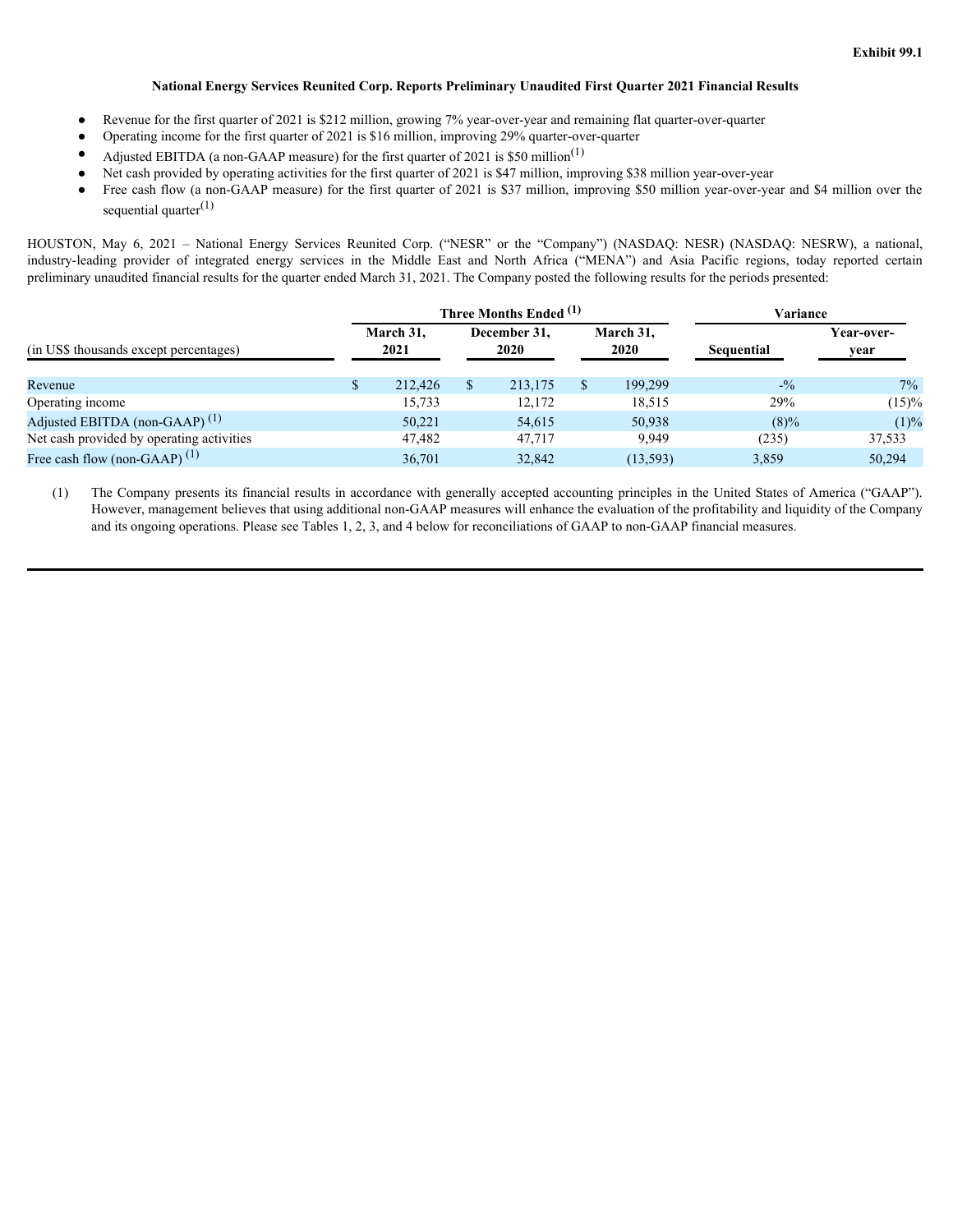**Exhibit 99.1**

# National Energy Services Reunited Corp. Reports Preliminary Unaudited First Quarter 2021 Financial Results

- Revenue for the first quarter of 2021 is $212 million, growing 7% year-over-year and remaining flat quarter-over-quarter
- Operating income for the first quarter of 2021 is $16 million, improving 29% quarter-over-quarter
- Adjusted EBITDA (a non-GAAP measure) for the first quarter of 2021 is $50 million(1)
- Net cash provided by operating activities for the first quarter of 2021 is $47 million, improving $38 million year-over-year
- Free cash flow (a non-GAAP measure) for the first quarter of 2021 is $37 million, improving $50 million year-over-year and $4 million over the sequential quarter(1)

HOUSTON, May 6, 2021 – National Energy Services Reunited Corp. ("NESR" or the "Company") (NASDAQ: NESR) (NASDAQ: NESRW), a national, industry-leading provider of integrated energy services in the Middle East and North Africa ("MENA") and Asia Pacific regions, today reported certain preliminary unaudited financial results for the quarter ended March 31, 2021. The Company posted the following results for the periods presented:

| (in US$ thousands except percentages) | Three Months Ended (1) | | | Variance | |
|---|---|---|---|---|---|
| | March 31, 2021 | December 31, 2020 | March 31, 2020 | Sequential | Year-over-year |
| Revenue | $ 212,426 | $ 213,175 | $ 199,299 | -% | 7% |
| Operating income | 15,733 | 12,172 | 18,515 | 29% | (15)% |
| Adjusted EBITDA (non-GAAP) (1) | 50,221 | 54,615 | 50,938 | (8)% | (1)% |
| Net cash provided by operating activities | 47,482 | 47,717 | 9,949 | (235) | 37,533 |
| Free cash flow (non-GAAP) (1) | 36,701 | 32,842 | (13,593) | 3,859 | 50,294 |

(1) The Company presents its financial results in accordance with generally accepted accounting principles in the United States of America ("GAAP"). However, management believes that using additional non-GAAP measures will enhance the evaluation of the profitability and liquidity of the Company and its ongoing operations. Please see Tables 1, 2, 3, and 4 below for reconciliations of GAAP to non-GAAP financial measures.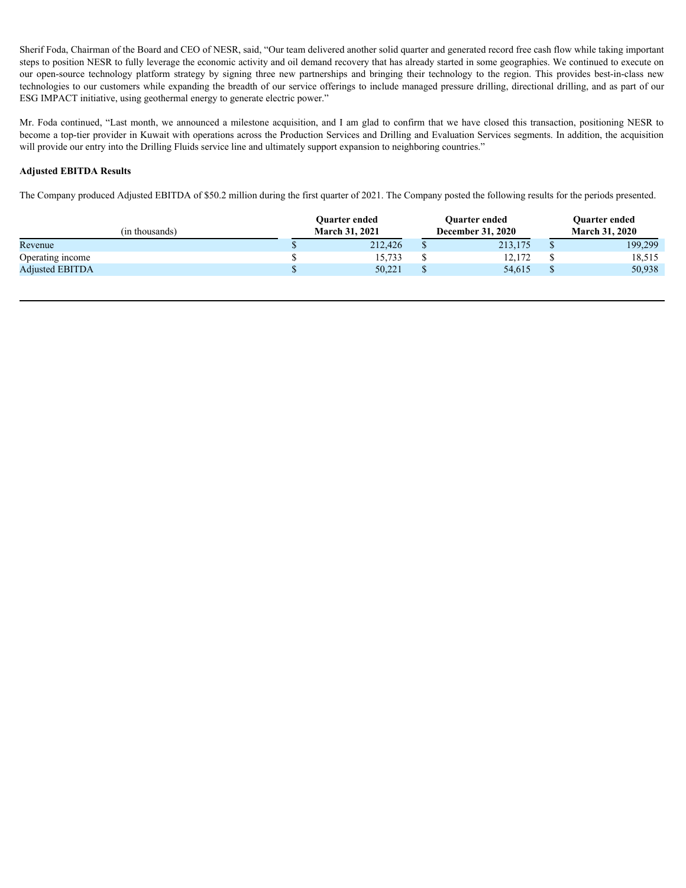Sherif Foda, Chairman of the Board and CEO of NESR, said, "Our team delivered another solid quarter and generated record free cash flow while taking important steps to position NESR to fully leverage the economic activity and oil demand recovery that has already started in some geographies. We continued to execute on our open-source technology platform strategy by signing three new partnerships and bringing their technology to the region. This provides best-in-class new technologies to our customers while expanding the breadth of our service offerings to include managed pressure drilling, directional drilling, and as part of our ESG IMPACT initiative, using geothermal energy to generate electric power."

Mr. Foda continued, "Last month, we announced a milestone acquisition, and I am glad to confirm that we have closed this transaction, positioning NESR to become a top-tier provider in Kuwait with operations across the Production Services and Drilling and Evaluation Services segments. In addition, the acquisition will provide our entry into the Drilling Fluids service line and ultimately support expansion to neighboring countries."

**Adjusted EBITDA Results**

The Company produced Adjusted EBITDA of $50.2 million during the first quarter of 2021. The Company posted the following results for the periods presented.

| (in thousands) | Quarter ended March 31, 2021 | Quarter ended December 31, 2020 | Quarter ended March 31, 2020 |
|---|---|---|---|
| Revenue | $ 212,426 | $ 213,175 | $ 199,299 |
| Operating income | $ 15,733 | $ 12,172 | $ 18,515 |
| Adjusted EBITDA | $ 50,221 | $ 54,615 | $ 50,938 |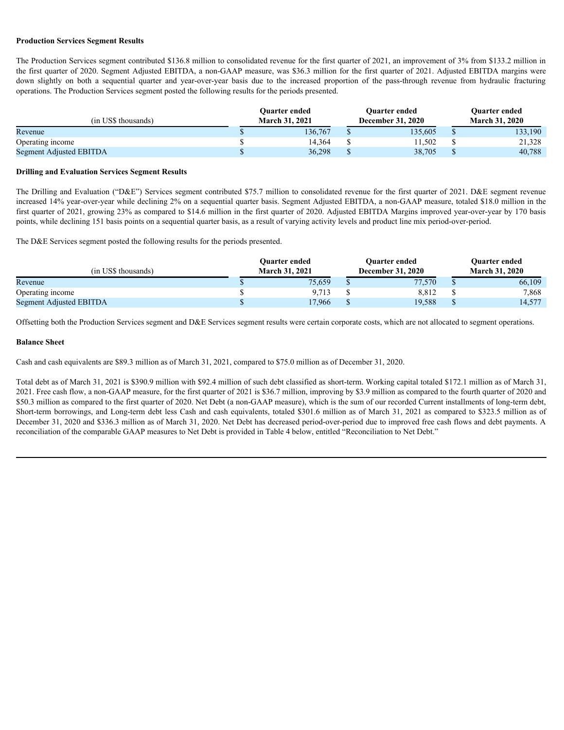**Production Services Segment Results**

The Production Services segment contributed $136.8 million to consolidated revenue for the first quarter of 2021, an improvement of 3% from $133.2 million in the first quarter of 2020. Segment Adjusted EBITDA, a non-GAAP measure, was $36.3 million for the first quarter of 2021. Adjusted EBITDA margins were down slightly on both a sequential quarter and year-over-year basis due to the increased proportion of the pass-through revenue from hydraulic fracturing operations. The Production Services segment posted the following results for the periods presented.

| (in US$ thousands) | Quarter ended March 31, 2021 | Quarter ended December 31, 2020 | Quarter ended March 31, 2020 |
|---|---|---|---|
| Revenue | $ 136,767 | $ 135,605 | $ 133,190 |
| Operating income | $ 14,364 | $ 11,502 | $ 21,328 |
| Segment Adjusted EBITDA | $ 36,298 | $ 38,705 | $ 40,788 |

**Drilling and Evaluation Services Segment Results**

The Drilling and Evaluation ("D&E") Services segment contributed $75.7 million to consolidated revenue for the first quarter of 2021. D&E segment revenue increased 14% year-over-year while declining 2% on a sequential quarter basis. Segment Adjusted EBITDA, a non-GAAP measure, totaled $18.0 million in the first quarter of 2021, growing 23% as compared to $14.6 million in the first quarter of 2020. Adjusted EBITDA Margins improved year-over-year by 170 basis points, while declining 151 basis points on a sequential quarter basis, as a result of varying activity levels and product line mix period-over-period.

The D&E Services segment posted the following results for the periods presented.

| (in US$ thousands) | Quarter ended March 31, 2021 | Quarter ended December 31, 2020 | Quarter ended March 31, 2020 |
|---|---|---|---|
| Revenue | $ 75,659 | $ 77,570 | $ 66,109 |
| Operating income | $ 9,713 | $ 8,812 | $ 7,868 |
| Segment Adjusted EBITDA | $ 17,966 | $ 19,588 | $ 14,577 |

Offsetting both the Production Services segment and D&E Services segment results were certain corporate costs, which are not allocated to segment operations.

**Balance Sheet**

Cash and cash equivalents are $89.3 million as of March 31, 2021, compared to $75.0 million as of December 31, 2020.

Total debt as of March 31, 2021 is $390.9 million with $92.4 million of such debt classified as short-term. Working capital totaled $172.1 million as of March 31, 2021. Free cash flow, a non-GAAP measure, for the first quarter of 2021 is $36.7 million, improving by $3.9 million as compared to the fourth quarter of 2020 and $50.3 million as compared to the first quarter of 2020. Net Debt (a non-GAAP measure), which is the sum of our recorded Current installments of long-term debt, Short-term borrowings, and Long-term debt less Cash and cash equivalents, totaled $301.6 million as of March 31, 2021 as compared to $323.5 million as of December 31, 2020 and $336.3 million as of March 31, 2020. Net Debt has decreased period-over-period due to improved free cash flows and debt payments. A reconciliation of the comparable GAAP measures to Net Debt is provided in Table 4 below, entitled "Reconciliation to Net Debt."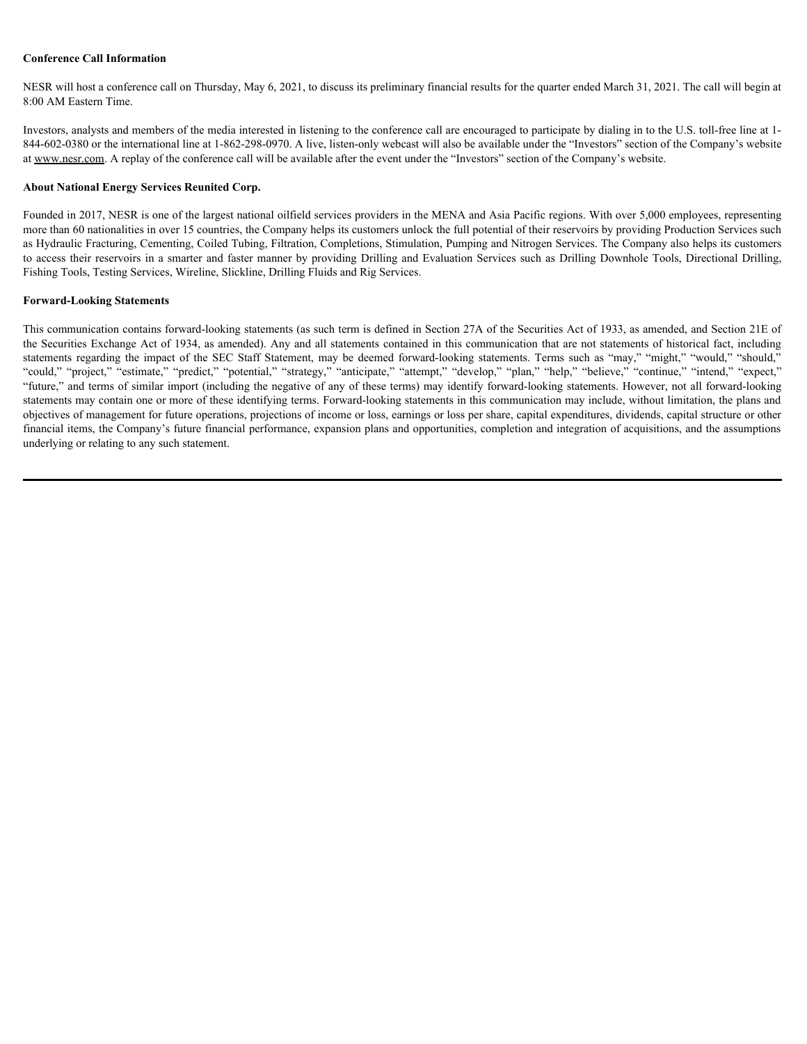**Conference Call Information**

NESR will host a conference call on Thursday, May 6, 2021, to discuss its preliminary financial results for the quarter ended March 31, 2021. The call will begin at 8:00 AM Eastern Time.

Investors, analysts and members of the media interested in listening to the conference call are encouraged to participate by dialing in to the U.S. toll-free line at 1-844-602-0380 or the international line at 1-862-298-0970. A live, listen-only webcast will also be available under the "Investors" section of the Company's website at www.nesr.com. A replay of the conference call will be available after the event under the "Investors" section of the Company's website.

**About National Energy Services Reunited Corp.**

Founded in 2017, NESR is one of the largest national oilfield services providers in the MENA and Asia Pacific regions. With over 5,000 employees, representing more than 60 nationalities in over 15 countries, the Company helps its customers unlock the full potential of their reservoirs by providing Production Services such as Hydraulic Fracturing, Cementing, Coiled Tubing, Filtration, Completions, Stimulation, Pumping and Nitrogen Services. The Company also helps its customers to access their reservoirs in a smarter and faster manner by providing Drilling and Evaluation Services such as Drilling Downhole Tools, Directional Drilling, Fishing Tools, Testing Services, Wireline, Slickline, Drilling Fluids and Rig Services.

**Forward-Looking Statements**

This communication contains forward-looking statements (as such term is defined in Section 27A of the Securities Act of 1933, as amended, and Section 21E of the Securities Exchange Act of 1934, as amended). Any and all statements contained in this communication that are not statements of historical fact, including statements regarding the impact of the SEC Staff Statement, may be deemed forward-looking statements. Terms such as "may," "might," "would," "should," "could," "project," "estimate," "predict," "potential," "strategy," "anticipate," "attempt," "develop," "plan," "help," "believe," "continue," "intend," "expect," "future," and terms of similar import (including the negative of any of these terms) may identify forward-looking statements. However, not all forward-looking statements may contain one or more of these identifying terms. Forward-looking statements in this communication may include, without limitation, the plans and objectives of management for future operations, projections of income or loss, earnings or loss per share, capital expenditures, dividends, capital structure or other financial items, the Company's future financial performance, expansion plans and opportunities, completion and integration of acquisitions, and the assumptions underlying or relating to any such statement.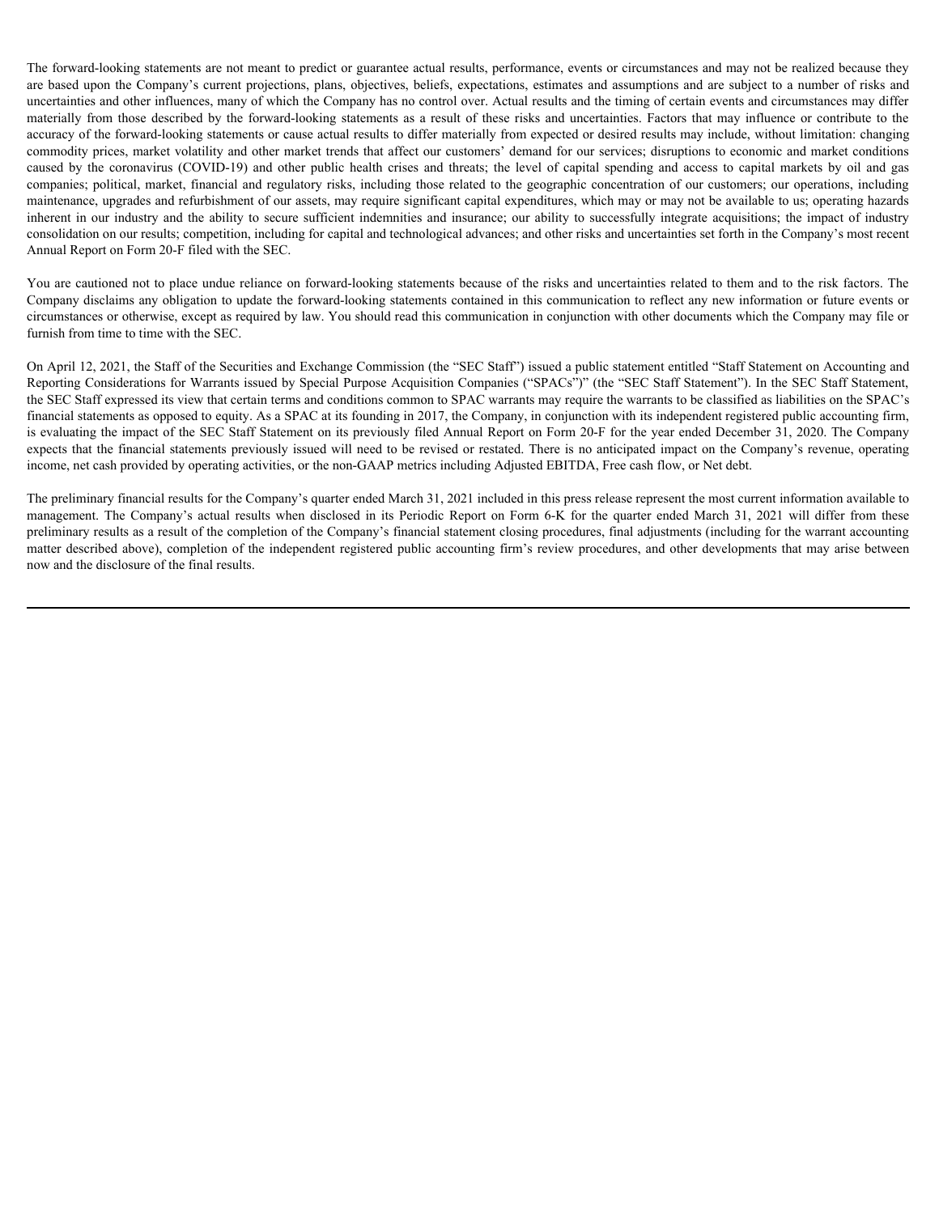The forward-looking statements are not meant to predict or guarantee actual results, performance, events or circumstances and may not be realized because they are based upon the Company's current projections, plans, objectives, beliefs, expectations, estimates and assumptions and are subject to a number of risks and uncertainties and other influences, many of which the Company has no control over. Actual results and the timing of certain events and circumstances may differ materially from those described by the forward-looking statements as a result of these risks and uncertainties. Factors that may influence or contribute to the accuracy of the forward-looking statements or cause actual results to differ materially from expected or desired results may include, without limitation: changing commodity prices, market volatility and other market trends that affect our customers' demand for our services; disruptions to economic and market conditions caused by the coronavirus (COVID-19) and other public health crises and threats; the level of capital spending and access to capital markets by oil and gas companies; political, market, financial and regulatory risks, including those related to the geographic concentration of our customers; our operations, including maintenance, upgrades and refurbishment of our assets, may require significant capital expenditures, which may or may not be available to us; operating hazards inherent in our industry and the ability to secure sufficient indemnities and insurance; our ability to successfully integrate acquisitions; the impact of industry consolidation on our results; competition, including for capital and technological advances; and other risks and uncertainties set forth in the Company's most recent Annual Report on Form 20-F filed with the SEC.

You are cautioned not to place undue reliance on forward-looking statements because of the risks and uncertainties related to them and to the risk factors. The Company disclaims any obligation to update the forward-looking statements contained in this communication to reflect any new information or future events or circumstances or otherwise, except as required by law. You should read this communication in conjunction with other documents which the Company may file or furnish from time to time with the SEC.

On April 12, 2021, the Staff of the Securities and Exchange Commission (the "SEC Staff") issued a public statement entitled "Staff Statement on Accounting and Reporting Considerations for Warrants issued by Special Purpose Acquisition Companies ("SPACs")" (the "SEC Staff Statement"). In the SEC Staff Statement, the SEC Staff expressed its view that certain terms and conditions common to SPAC warrants may require the warrants to be classified as liabilities on the SPAC's financial statements as opposed to equity. As a SPAC at its founding in 2017, the Company, in conjunction with its independent registered public accounting firm, is evaluating the impact of the SEC Staff Statement on its previously filed Annual Report on Form 20-F for the year ended December 31, 2020. The Company expects that the financial statements previously issued will need to be revised or restated. There is no anticipated impact on the Company's revenue, operating income, net cash provided by operating activities, or the non-GAAP metrics including Adjusted EBITDA, Free cash flow, or Net debt.

The preliminary financial results for the Company's quarter ended March 31, 2021 included in this press release represent the most current information available to management. The Company's actual results when disclosed in its Periodic Report on Form 6-K for the quarter ended March 31, 2021 will differ from these preliminary results as a result of the completion of the Company's financial statement closing procedures, final adjustments (including for the warrant accounting matter described above), completion of the independent registered public accounting firm's review procedures, and other developments that may arise between now and the disclosure of the final results.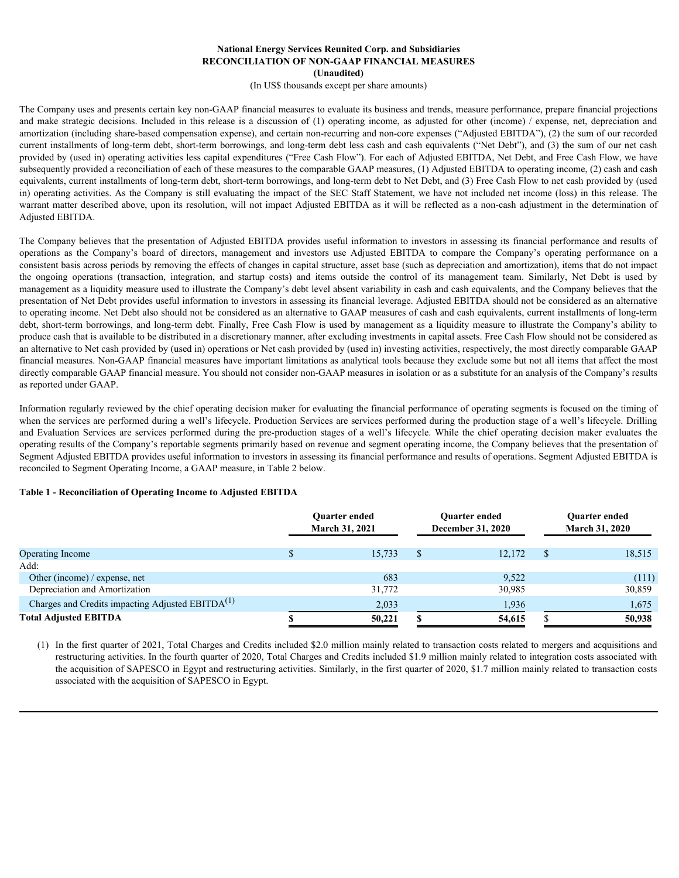**National Energy Services Reunited Corp. and Subsidiaries**
**RECONCILIATION OF NON-GAAP FINANCIAL MEASURES**
**(Unaudited)**
(In US$ thousands except per share amounts)

The Company uses and presents certain key non-GAAP financial measures to evaluate its business and trends, measure performance, prepare financial projections and make strategic decisions. Included in this release is a discussion of (1) operating income, as adjusted for other (income) / expense, net, depreciation and amortization (including share-based compensation expense), and certain non-recurring and non-core expenses ("Adjusted EBITDA"), (2) the sum of our recorded current installments of long-term debt, short-term borrowings, and long-term debt less cash and cash equivalents ("Net Debt"), and (3) the sum of our net cash provided by (used in) operating activities less capital expenditures ("Free Cash Flow"). For each of Adjusted EBITDA, Net Debt, and Free Cash Flow, we have subsequently provided a reconciliation of each of these measures to the comparable GAAP measures, (1) Adjusted EBITDA to operating income, (2) cash and cash equivalents, current installments of long-term debt, short-term borrowings, and long-term debt to Net Debt, and (3) Free Cash Flow to net cash provided by (used in) operating activities. As the Company is still evaluating the impact of the SEC Staff Statement, we have not included net income (loss) in this release. The warrant matter described above, upon its resolution, will not impact Adjusted EBITDA as it will be reflected as a non-cash adjustment in the determination of Adjusted EBITDA.

The Company believes that the presentation of Adjusted EBITDA provides useful information to investors in assessing its financial performance and results of operations as the Company's board of directors, management and investors use Adjusted EBITDA to compare the Company's operating performance on a consistent basis across periods by removing the effects of changes in capital structure, asset base (such as depreciation and amortization), items that do not impact the ongoing operations (transaction, integration, and startup costs) and items outside the control of its management team. Similarly, Net Debt is used by management as a liquidity measure used to illustrate the Company's debt level absent variability in cash and cash equivalents, and the Company believes that the presentation of Net Debt provides useful information to investors in assessing its financial leverage. Adjusted EBITDA should not be considered as an alternative to operating income. Net Debt also should not be considered as an alternative to GAAP measures of cash and cash equivalents, current installments of long-term debt, short-term borrowings, and long-term debt. Finally, Free Cash Flow is used by management as a liquidity measure to illustrate the Company's ability to produce cash that is available to be distributed in a discretionary manner, after excluding investments in capital assets. Free Cash Flow should not be considered as an alternative to Net cash provided by (used in) operations or Net cash provided by (used in) investing activities, respectively, the most directly comparable GAAP financial measures. Non-GAAP financial measures have important limitations as analytical tools because they exclude some but not all items that affect the most directly comparable GAAP financial measure. You should not consider non-GAAP measures in isolation or as a substitute for an analysis of the Company's results as reported under GAAP.

Information regularly reviewed by the chief operating decision maker for evaluating the financial performance of operating segments is focused on the timing of when the services are performed during a well's lifecycle. Production Services are services performed during the production stage of a well's lifecycle. Drilling and Evaluation Services are services performed during the pre-production stages of a well's lifecycle. While the chief operating decision maker evaluates the operating results of the Company's reportable segments primarily based on revenue and segment operating income, the Company believes that the presentation of Segment Adjusted EBITDA provides useful information to investors in assessing its financial performance and results of operations. Segment Adjusted EBITDA is reconciled to Segment Operating Income, a GAAP measure, in Table 2 below.

**Table 1 - Reconciliation of Operating Income to Adjusted EBITDA**

| | Quarter ended March 31, 2021 | Quarter ended December 31, 2020 | Quarter ended March 31, 2020 |
|---|---|---|---|
| Operating Income | $ 15,733 | $ 12,172 | $ 18,515 |
| Add: | | | |
| Other (income) / expense, net | 683 | 9,522 | (111) |
| Depreciation and Amortization | 31,772 | 30,985 | 30,859 |
| Charges and Credits impacting Adjusted EBITDA[(1)] | 2,033 | 1,936 | 1,675 |
| **Total Adjusted EBITDA** | **$ 50,221** | **$ 54,615** | **$ 50,938** |

(1) In the first quarter of 2021, Total Charges and Credits included $2.0 million mainly related to transaction costs related to mergers and acquisitions and restructuring activities. In the fourth quarter of 2020, Total Charges and Credits included $1.9 million mainly related to integration costs associated with the acquisition of SAPESCO in Egypt and restructuring activities. Similarly, in the first quarter of 2020, $1.7 million mainly related to transaction costs associated with the acquisition of SAPESCO in Egypt.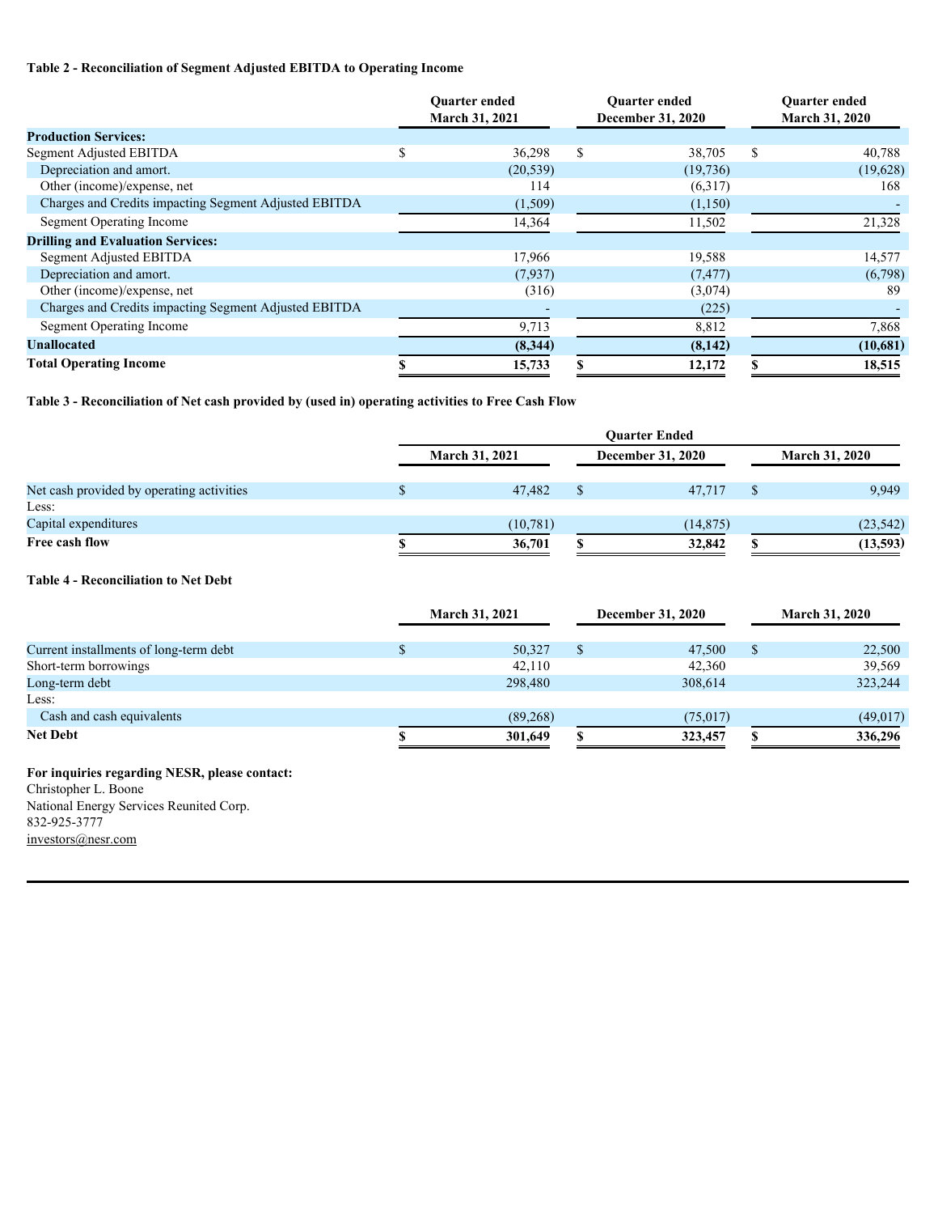**Table 2 - Reconciliation of Segment Adjusted EBITDA to Operating Income**

| | Quarter ended March 31, 2021 | Quarter ended December 31, 2020 | Quarter ended March 31, 2020 |
|---|---|---|---|
| **Production Services:** | | | |
| Segment Adjusted EBITDA | $ 36,298 | $ 38,705 | $ 40,788 |
| Depreciation and amort. | (20,539) | (19,736) | (19,628) |
| Other (income)/expense, net | 114 | (6,317) | 168 |
| Charges and Credits impacting Segment Adjusted EBITDA | (1,509) | (1,150) | - |
| Segment Operating Income | 14,364 | 11,502 | 21,328 |
| **Drilling and Evaluation Services:** | | | |
| Segment Adjusted EBITDA | 17,966 | 19,588 | 14,577 |
| Depreciation and amort. | (7,937) | (7,477) | (6,798) |
| Other (income)/expense, net | (316) | (3,074) | 89 |
| Charges and Credits impacting Segment Adjusted EBITDA | - | (225) | - |
| Segment Operating Income | 9,713 | 8,812 | 7,868 |
| **Unallocated** | **(8,344)** | **(8,142)** | **(10,681)** |
| **Total Operating Income** | **$ 15,733** | **$ 12,172** | **$ 18,515** |

**Table 3 - Reconciliation of Net cash provided by (used in) operating activities to Free Cash Flow**

| | Quarter Ended | | |
|---|---|---|---|
| | March 31, 2021 | December 31, 2020 | March 31, 2020 |
| Net cash provided by operating activities | $ 47,482 | $ 47,717 | $ 9,949 |
| Less: | | | |
| Capital expenditures | (10,781) | (14,875) | (23,542) |
| **Free cash flow** | **$ 36,701** | **$ 32,842** | **$ (13,593)** |

**Table 4 - Reconciliation to Net Debt**

| | March 31, 2021 | December 31, 2020 | March 31, 2020 |
|---|---|---|---|
| Current installments of long-term debt | $ 50,327 | $ 47,500 | $ 22,500 |
| Short-term borrowings | 42,110 | 42,360 | 39,569 |
| Long-term debt | 298,480 | 308,614 | 323,244 |
| Less: | | | |
| Cash and cash equivalents | (89,268) | (75,017) | (49,017) |
| **Net Debt** | **$ 301,649** | **$ 323,457** | **$ 336,296** |

**For inquiries regarding NESR, please contact:**
Christopher L. Boone
National Energy Services Reunited Corp.
832-925-3777
investors@nesr.com